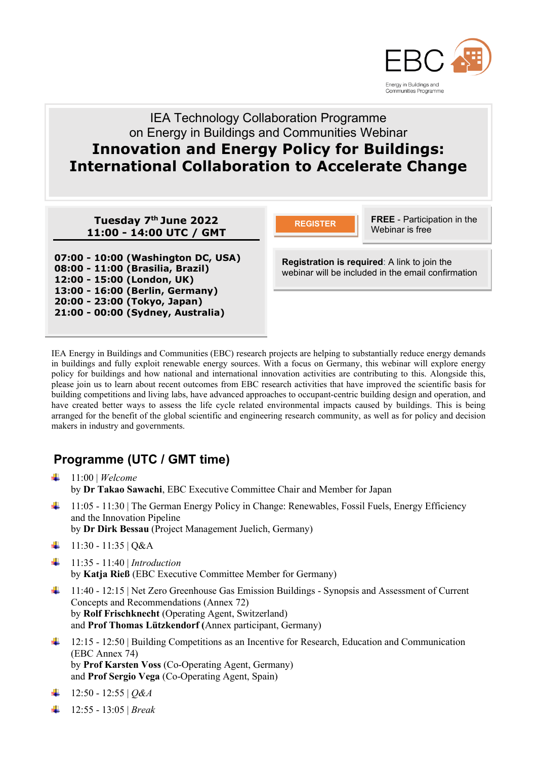EBC

Energy in Buildings and Communities Programme

IEA Technology Collaboration Programme
on Energy in Buildings and Communities Webinar

# Innovation and Energy Policy for Buildings: International Collaboration to Accelerate Change

**Tuesday 7th June 2022**
**11:00 - 14:00 UTC / GMT**

**07:00 - 10:00 (Washington DC, USA)**
**08:00 - 11:00 (Brasilia, Brazil)**
**12:00 - 15:00 (London, UK)**
**13:00 - 16:00 (Berlin, Germany)**
**20:00 - 23:00 (Tokyo, Japan)**
**21:00 - 00:00 (Sydney, Australia)**

**REGISTER**

**FREE** - Participation in the Webinar is free

**Registration is required**: A link to join the webinar will be included in the email confirmation

IEA Energy in Buildings and Communities (EBC) research projects are helping to substantially reduce energy demands in buildings and fully exploit renewable energy sources. With a focus on Germany, this webinar will explore energy policy for buildings and how national and international innovation activities are contributing to this. Alongside this, please join us to learn about recent outcomes from EBC research activities that have improved the scientific basis for building competitions and living labs, have advanced approaches to occupant-centric building design and operation, and have created better ways to assess the life cycle related environmental impacts caused by buildings. This is being arranged for the benefit of the global scientific and engineering research community, as well as for policy and decision makers in industry and governments.

## Programme (UTC / GMT time)

- 11:00 | *Welcome*
  by **Dr Takao Sawachi**, EBC Executive Committee Chair and Member for Japan
- 11:05 - 11:30 | The German Energy Policy in Change: Renewables, Fossil Fuels, Energy Efficiency and the Innovation Pipeline
  by **Dr Dirk Bessau** (Project Management Juelich, Germany)
- 11:30 - 11:35 | Q&A
- 11:35 - 11:40 | *Introduction*
  by **Katja Rieß** (EBC Executive Committee Member for Germany)
- 11:40 - 12:15 | Net Zero Greenhouse Gas Emission Buildings - Synopsis and Assessment of Current Concepts and Recommendations (Annex 72)
  by **Rolf Frischknecht** (Operating Agent, Switzerland)
  and **Prof Thomas Lützkendorf (**Annex participant, Germany)
- 12:15 - 12:50 | Building Competitions as an Incentive for Research, Education and Communication (EBC Annex 74)
  by **Prof Karsten Voss** (Co-Operating Agent, Germany)
  and **Prof Sergio Vega** (Co-Operating Agent, Spain)
- 12:50 - 12:55 | *Q&A*
- 12:55 - 13:05 | *Break*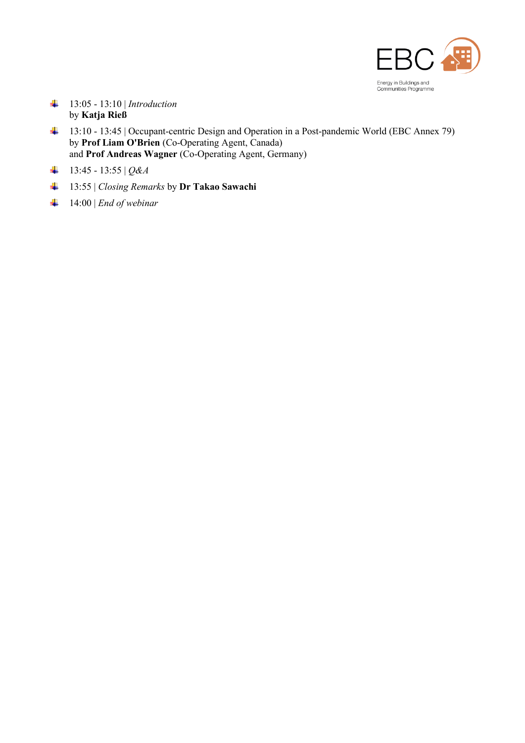- 13:05 - 13:10 | *Introduction*  
  by **Katja Rieß**
- 13:10 - 13:45 | Occupant-centric Design and Operation in a Post-pandemic World (EBC Annex 79)  
  by **Prof Liam O'Brien** (Co-Operating Agent, Canada)  
  and **Prof Andreas Wagner** (Co-Operating Agent, Germany)
- 13:45 - 13:55 | *Q&A*
- 13:55 | *Closing Remarks* by **Dr Takao Sawachi**
- 14:00 | *End of webinar*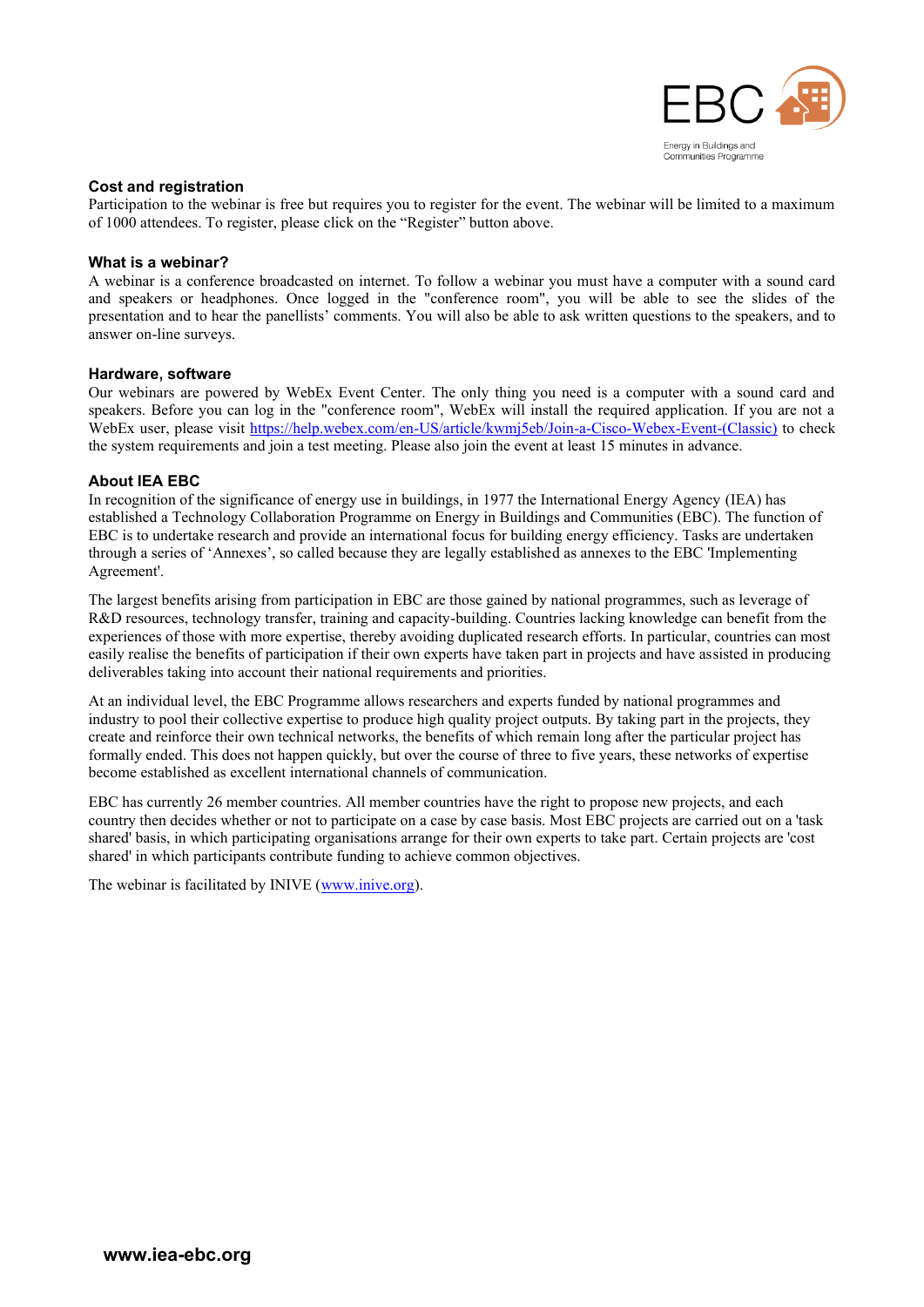## Cost and registration

Participation to the webinar is free but requires you to register for the event. The webinar will be limited to a maximum of 1000 attendees. To register, please click on the "Register" button above.

## What is a webinar?

A webinar is a conference broadcasted on internet. To follow a webinar you must have a computer with a sound card and speakers or headphones. Once logged in the "conference room", you will be able to see the slides of the presentation and to hear the panellists' comments. You will also be able to ask written questions to the speakers, and to answer on-line surveys.

## Hardware, software

Our webinars are powered by WebEx Event Center. The only thing you need is a computer with a sound card and speakers. Before you can log in the "conference room", WebEx will install the required application. If you are not a WebEx user, please visit https://help.webex.com/en-US/article/kwmj5eb/Join-a-Cisco-Webex-Event-(Classic) to check the system requirements and join a test meeting. Please also join the event at least 15 minutes in advance.

## About IEA EBC

In recognition of the significance of energy use in buildings, in 1977 the International Energy Agency (IEA) has established a Technology Collaboration Programme on Energy in Buildings and Communities (EBC). The function of EBC is to undertake research and provide an international focus for building energy efficiency. Tasks are undertaken through a series of 'Annexes', so called because they are legally established as annexes to the EBC 'Implementing Agreement'.

The largest benefits arising from participation in EBC are those gained by national programmes, such as leverage of R&D resources, technology transfer, training and capacity-building. Countries lacking knowledge can benefit from the experiences of those with more expertise, thereby avoiding duplicated research efforts. In particular, countries can most easily realise the benefits of participation if their own experts have taken part in projects and have assisted in producing deliverables taking into account their national requirements and priorities.

At an individual level, the EBC Programme allows researchers and experts funded by national programmes and industry to pool their collective expertise to produce high quality project outputs. By taking part in the projects, they create and reinforce their own technical networks, the benefits of which remain long after the particular project has formally ended. This does not happen quickly, but over the course of three to five years, these networks of expertise become established as excellent international channels of communication.

EBC has currently 26 member countries. All member countries have the right to propose new projects, and each country then decides whether or not to participate on a case by case basis. Most EBC projects are carried out on a 'task shared' basis, in which participating organisations arrange for their own experts to take part. Certain projects are 'cost shared' in which participants contribute funding to achieve common objectives.

The webinar is facilitated by INIVE (www.inive.org).